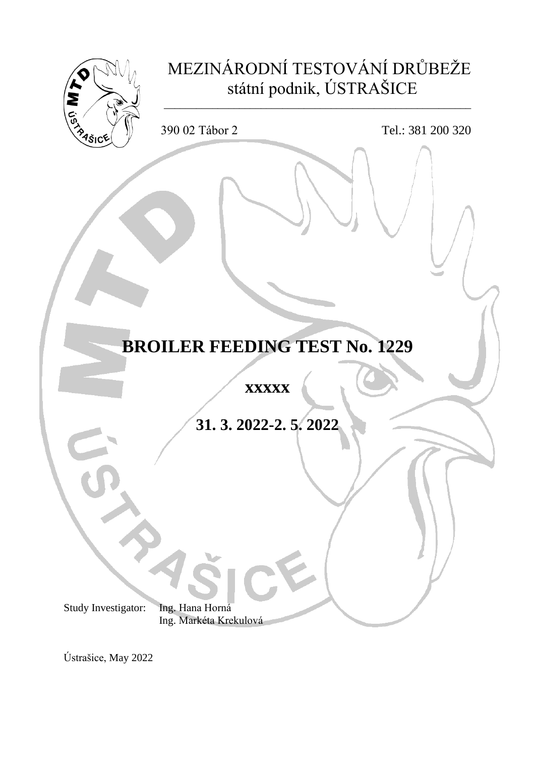MEZINÁRODNÍ TESTOVÁNÍ DRŮBEŽE
státní podnik, ÚSTRAŠICE

390 02 Tábor 2 Tel.: 381 200 320

# BROILER FEEDING TEST No. 1229

**xxxxx**

**31. 3. 2022-2. 5. 2022**

Study Investigator: Ing. Hana Horná
Ing. Markéta Krekulová

Ústrašice, May 2022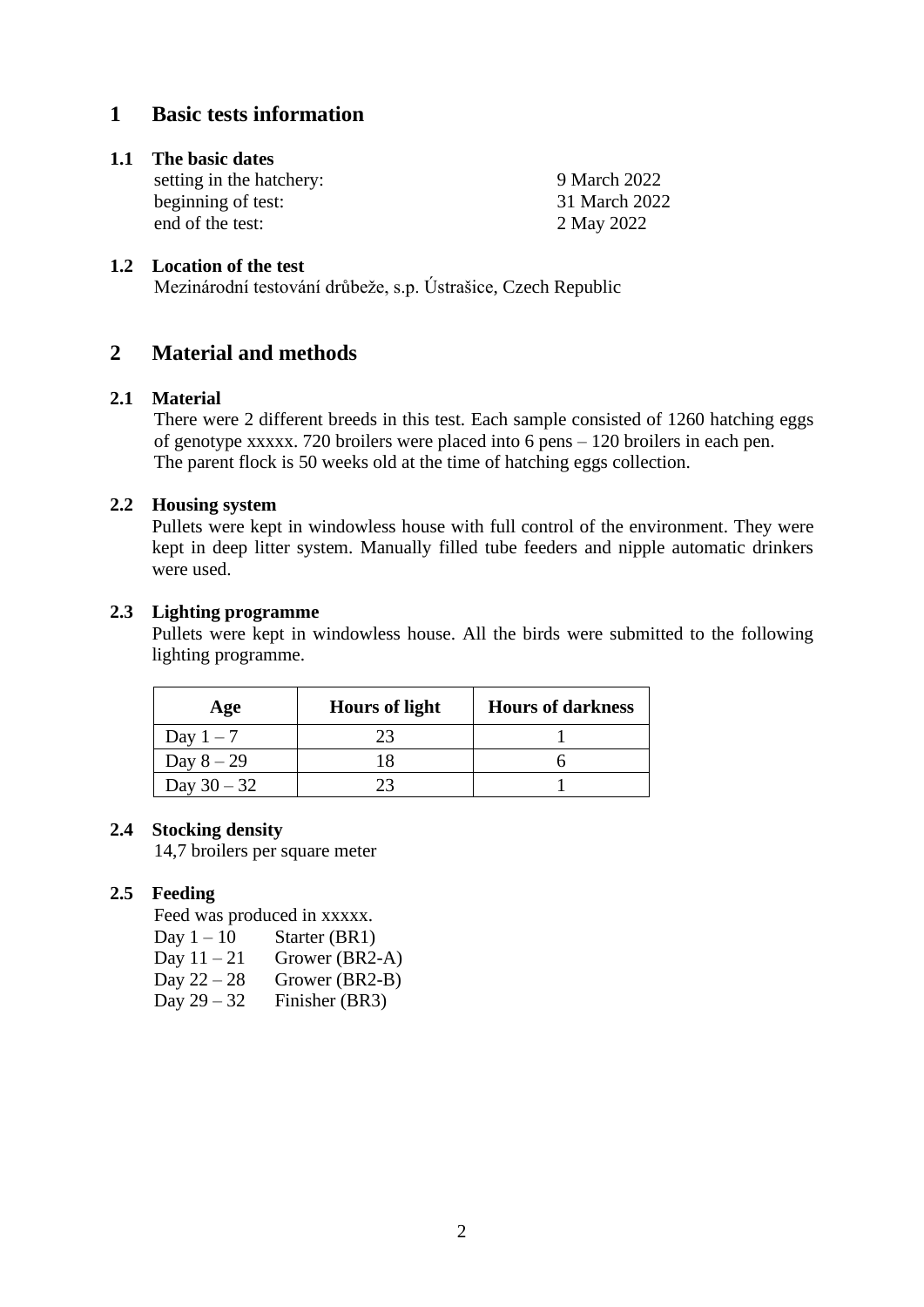# 1 Basic tests information

## 1.1 The basic dates

| | |
|---|---|
| setting in the hatchery: | 9 March 2022 |
| beginning of test: | 31 March 2022 |
| end of the test: | 2 May 2022 |

## 1.2 Location of the test

Mezinárodní testování drůbeže, s.p. Ústrašice, Czech Republic

# 2 Material and methods

## 2.1 Material

There were 2 different breeds in this test. Each sample consisted of 1260 hatching eggs of genotype xxxxx. 720 broilers were placed into 6 pens – 120 broilers in each pen.
The parent flock is 50 weeks old at the time of hatching eggs collection.

## 2.2 Housing system

Pullets were kept in windowless house with full control of the environment. They were kept in deep litter system. Manually filled tube feeders and nipple automatic drinkers were used.

## 2.3 Lighting programme

Pullets were kept in windowless house. All the birds were submitted to the following lighting programme.

| Age | Hours of light | Hours of darkness |
|---|---|---|
| Day 1 – 7 | 23 | 1 |
| Day 8 – 29 | 18 | 6 |
| Day 30 – 32 | 23 | 1 |

## 2.4 Stocking density

14,7 broilers per square meter

## 2.5 Feeding

Feed was produced in xxxxx.

| | |
|---|---|
| Day 1 – 10 | Starter (BR1) |
| Day 11 – 21 | Grower (BR2-A) |
| Day 22 – 28 | Grower (BR2-B) |
| Day 29 – 32 | Finisher (BR3) |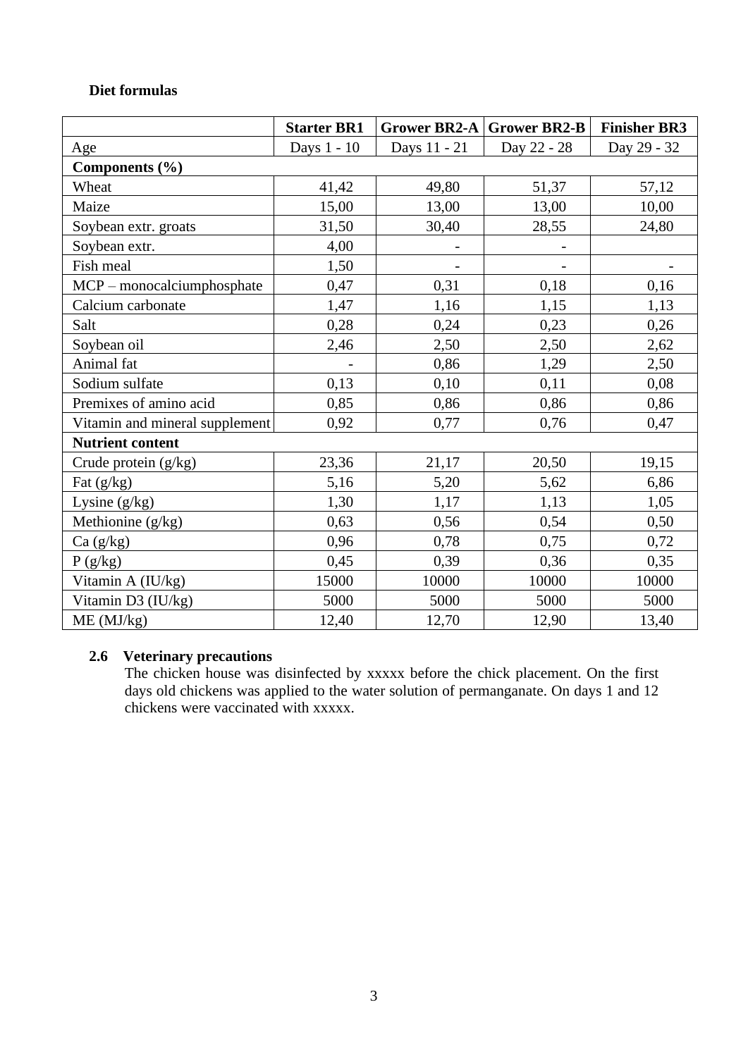**Diet formulas**

| | Starter BR1 | Grower BR2-A | Grower BR2-B | Finisher BR3 |
|---|---|---|---|---|
| Age | Days 1 - 10 | Days 11 - 21 | Day 22 - 28 | Day 29 - 32 |
| **Components (%)** | | | | |
| Wheat | 41,42 | 49,80 | 51,37 | 57,12 |
| Maize | 15,00 | 13,00 | 13,00 | 10,00 |
| Soybean extr. groats | 31,50 | 30,40 | 28,55 | 24,80 |
| Soybean extr. | 4,00 | - | - | |
| Fish meal | 1,50 | - | - | - |
| MCP – monocalciumphosphate | 0,47 | 0,31 | 0,18 | 0,16 |
| Calcium carbonate | 1,47 | 1,16 | 1,15 | 1,13 |
| Salt | 0,28 | 0,24 | 0,23 | 0,26 |
| Soybean oil | 2,46 | 2,50 | 2,50 | 2,62 |
| Animal fat | - | 0,86 | 1,29 | 2,50 |
| Sodium sulfate | 0,13 | 0,10 | 0,11 | 0,08 |
| Premixes of amino acid | 0,85 | 0,86 | 0,86 | 0,86 |
| Vitamin and mineral supplement | 0,92 | 0,77 | 0,76 | 0,47 |
| **Nutrient content** | | | | |
| Crude protein (g/kg) | 23,36 | 21,17 | 20,50 | 19,15 |
| Fat (g/kg) | 5,16 | 5,20 | 5,62 | 6,86 |
| Lysine (g/kg) | 1,30 | 1,17 | 1,13 | 1,05 |
| Methionine (g/kg) | 0,63 | 0,56 | 0,54 | 0,50 |
| Ca (g/kg) | 0,96 | 0,78 | 0,75 | 0,72 |
| P (g/kg) | 0,45 | 0,39 | 0,36 | 0,35 |
| Vitamin A (IU/kg) | 15000 | 10000 | 10000 | 10000 |
| Vitamin D3 (IU/kg) | 5000 | 5000 | 5000 | 5000 |
| ME (MJ/kg) | 12,40 | 12,70 | 12,90 | 13,40 |

### 2.6 Veterinary precautions

The chicken house was disinfected by xxxxx before the chick placement. On the first days old chickens was applied to the water solution of permanganate. On days 1 and 12 chickens were vaccinated with xxxxx.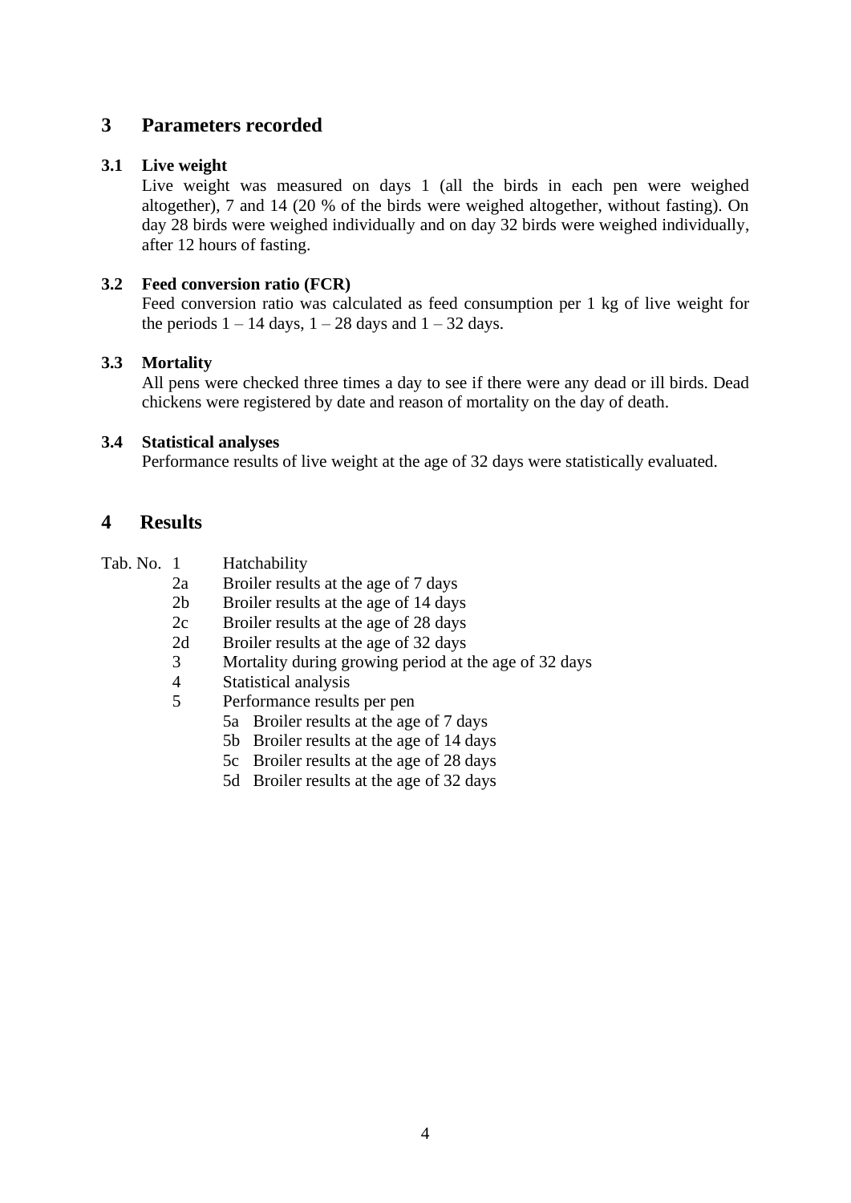## 3 Parameters recorded

### 3.1 Live weight

Live weight was measured on days 1 (all the birds in each pen were weighed altogether), 7 and 14 (20 % of the birds were weighed altogether, without fasting). On day 28 birds were weighed individually and on day 32 birds were weighed individually, after 12 hours of fasting.

### 3.2 Feed conversion ratio (FCR)

Feed conversion ratio was calculated as feed consumption per 1 kg of live weight for the periods 1 – 14 days, 1 – 28 days and 1 – 32 days.

### 3.3 Mortality

All pens were checked three times a day to see if there were any dead or ill birds. Dead chickens were registered by date and reason of mortality on the day of death.

### 3.4 Statistical analyses

Performance results of live weight at the age of 32 days were statistically evaluated.

## 4 Results

Tab. No.
- 1 Hatchability
- 2a Broiler results at the age of 7 days
- 2b Broiler results at the age of 14 days
- 2c Broiler results at the age of 28 days
- 2d Broiler results at the age of 32 days
- 3 Mortality during growing period at the age of 32 days
- 4 Statistical analysis
- 5 Performance results per pen
  - 5a Broiler results at the age of 7 days
  - 5b Broiler results at the age of 14 days
  - 5c Broiler results at the age of 28 days
  - 5d Broiler results at the age of 32 days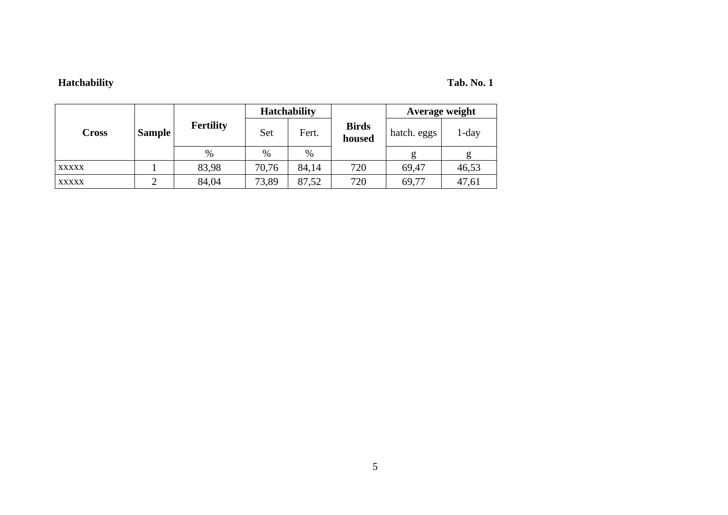**Hatchability** **Tab. No. 1**

| Cross | Sample | Fertility | Hatchability | | Birds housed | Average weight | |
|---|---|---|---|---|---|---|---|
| | | | Set | Fert. | | hatch. eggs | 1-day |
| | | % | % | % | | g | g |
| xxxxx | 1 | 83,98 | 70,76 | 84,14 | 720 | 69,47 | 46,53 |
| xxxxx | 2 | 84,04 | 73,89 | 87,52 | 720 | 69,77 | 47,61 |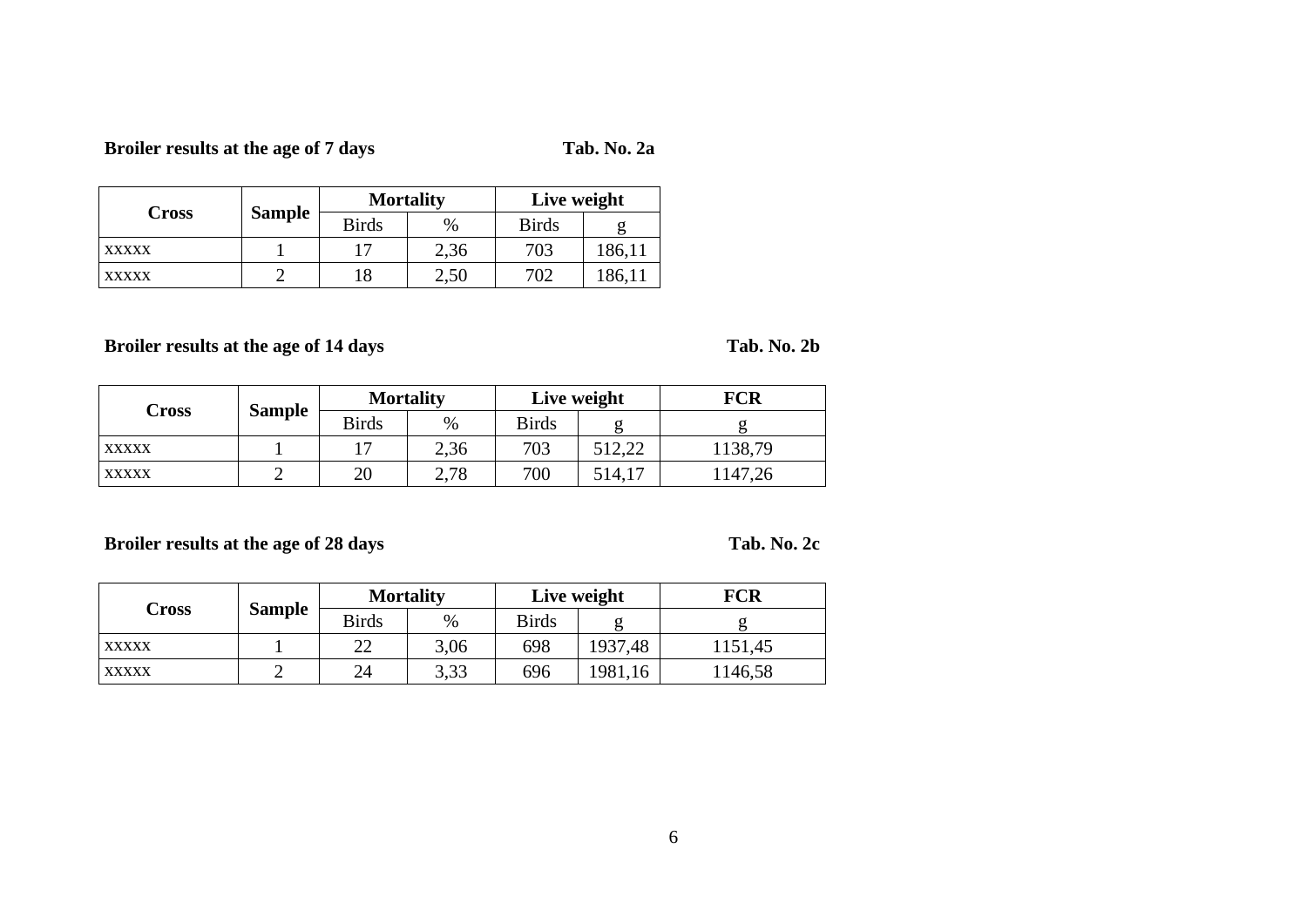**Broiler results at the age of 7 days** **Tab. No. 2a**

| Cross | Sample | Mortality | | Live weight | |
|---|---|---|---|---|---|
| | | Birds | % | Birds | g |
| xxxxx | 1 | 17 | 2,36 | 703 | 186,11 |
| xxxxx | 2 | 18 | 2,50 | 702 | 186,11 |

**Broiler results at the age of 14 days** **Tab. No. 2b**

| Cross | Sample | Mortality | | Live weight | | FCR |
|---|---|---|---|---|---|---|
| | | Birds | % | Birds | g | g |
| xxxxx | 1 | 17 | 2,36 | 703 | 512,22 | 1138,79 |
| xxxxx | 2 | 20 | 2,78 | 700 | 514,17 | 1147,26 |

**Broiler results at the age of 28 days** **Tab. No. 2c**

| Cross | Sample | Mortality | | Live weight | | FCR |
|---|---|---|---|---|---|---|
| | | Birds | % | Birds | g | g |
| xxxxx | 1 | 22 | 3,06 | 698 | 1937,48 | 1151,45 |
| xxxxx | 2 | 24 | 3,33 | 696 | 1981,16 | 1146,58 |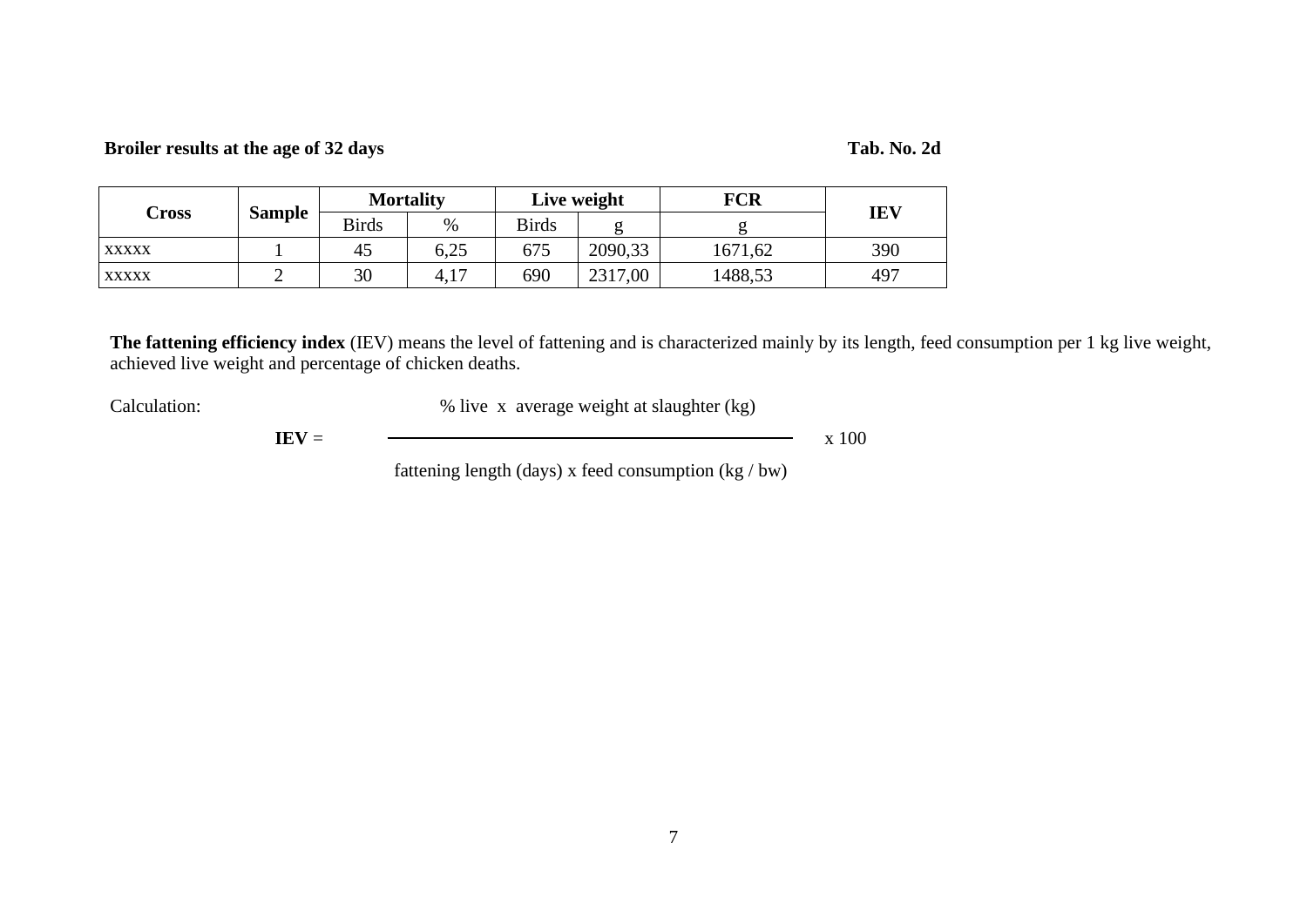**Broiler results at the age of 32 days** **Tab. No. 2d**

| Cross | Sample | Mortality | | Live weight | | FCR | IEV |
|---|---|---|---|---|---|---|---|
| | | Birds | % | Birds | g | g | |
| xxxxx | 1 | 45 | 6,25 | 675 | 2090,33 | 1671,62 | 390 |
| xxxxx | 2 | 30 | 4,17 | 690 | 2317,00 | 1488,53 | 497 |

**The fattening efficiency index** (IEV) means the level of fattening and is characterized mainly by its length, feed consumption per 1 kg live weight, achieved live weight and percentage of chicken deaths.

Calculation:

$$\textbf{IEV} = \frac{\text{\% live x average weight at slaughter (kg)}}{\text{fattening length (days) x feed consumption (kg / bw)}} \text{ x } 100$$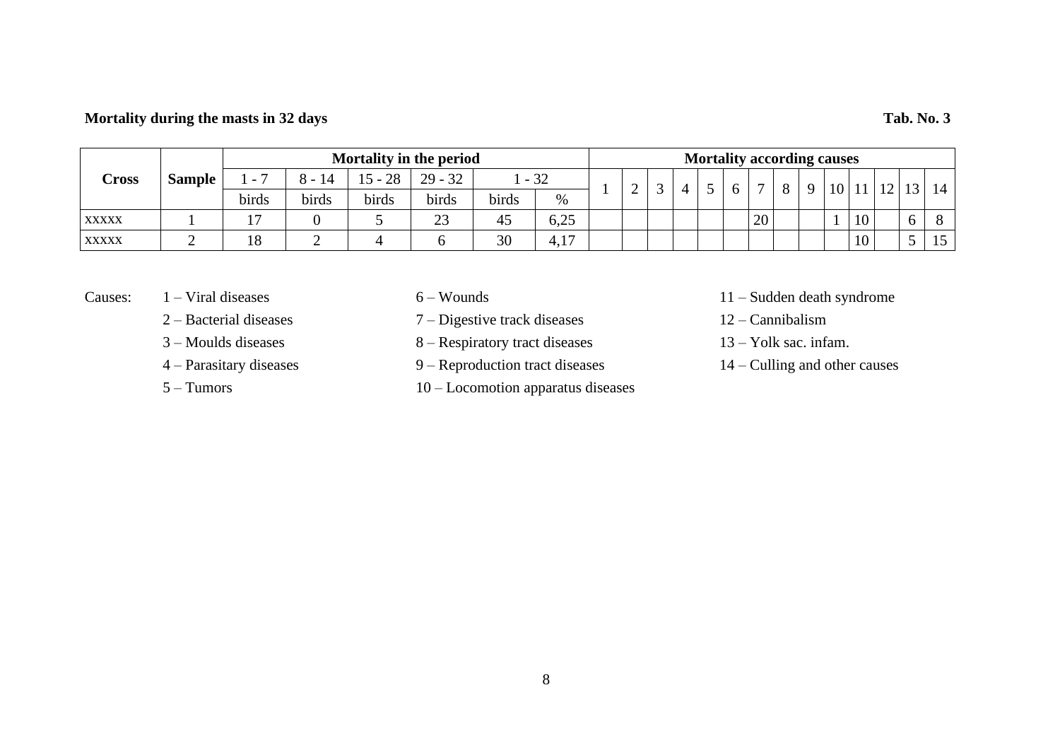**Mortality during the masts in 32 days** **Tab. No. 3**

| Cross | Sample | Mortality in the period | | | | | | Mortality according causes | | | | | | | | | | | | | |
|---|---|---|---|---|---|---|---|---|---|---|---|---|---|---|---|---|---|---|---|---|---|
| | | 1 - 7 | 8 - 14 | 15 - 28 | 29 - 32 | 1 - 32 | | 1 | 2 | 3 | 4 | 5 | 6 | 7 | 8 | 9 | 10 | 11 | 12 | 13 | 14 |
| | | birds | birds | birds | birds | birds | % | | | | | | | | | | | | | | |
| XXXXX | 1 | 17 | 0 | 5 | 23 | 45 | 6,25 | | | | | | | 20 | | | 1 | 10 | | 6 | 8 |
| XXXXX | 2 | 18 | 2 | 4 | 6 | 30 | 4,17 | | | | | | | | | | | 10 | | 5 | 15 |

Causes:

- 1 – Viral diseases
- 2 – Bacterial diseases
- 3 – Moulds diseases
- 4 – Parasitary diseases
- 5 – Tumors
- 6 – Wounds
- 7 – Digestive track diseases
- 8 – Respiratory tract diseases
- 9 – Reproduction tract diseases
- 10 – Locomotion apparatus diseases
- 11 – Sudden death syndrome
- 12 – Cannibalism
- 13 – Yolk sac. infam.
- 14 – Culling and other causes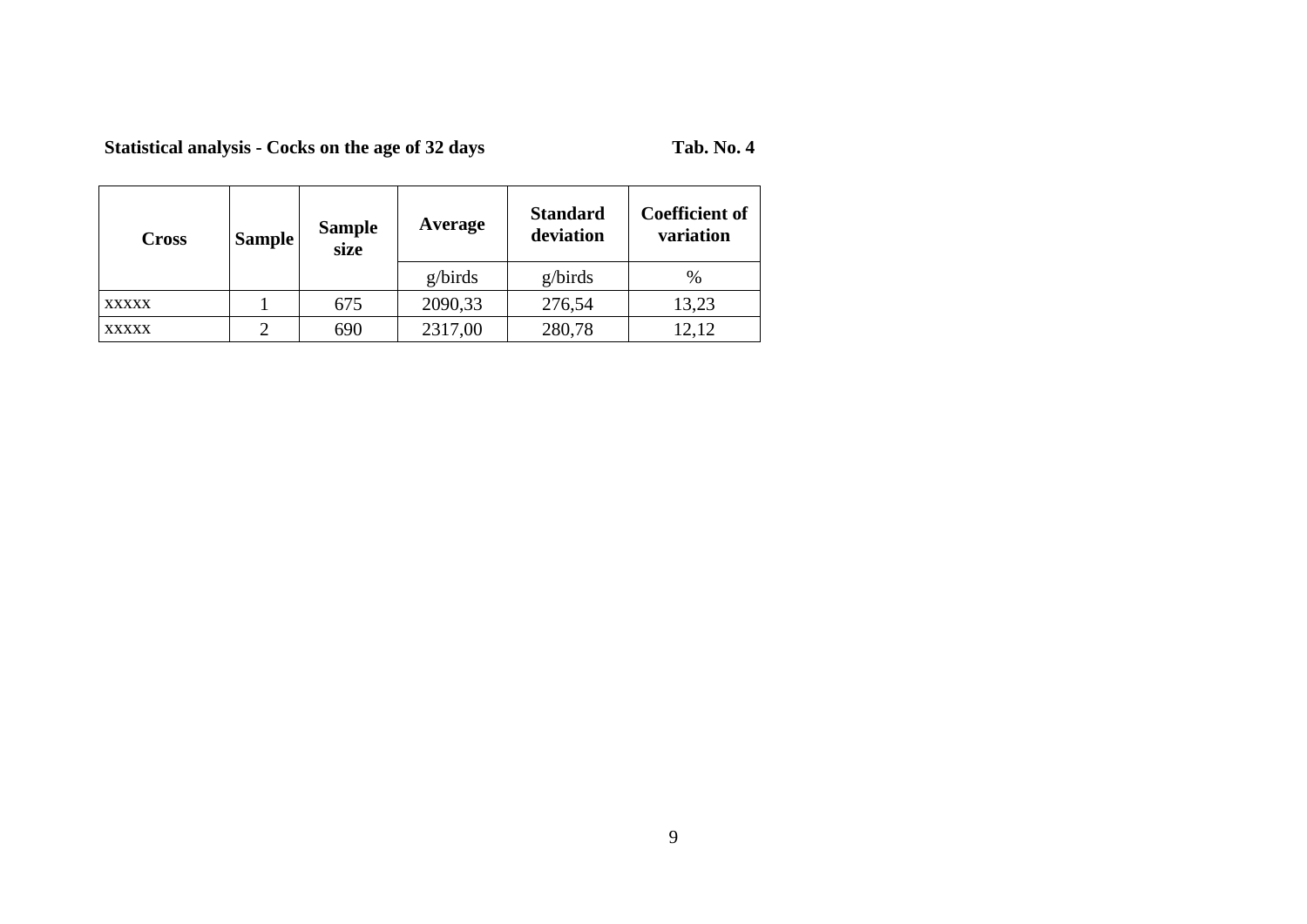**Statistical analysis - Cocks on the age of 32 days** **Tab. No. 4**

| Cross | Sample | Sample size | Average | Standard deviation | Coefficient of variation |
|---|---|---|---|---|---|
| | | | g/birds | g/birds | % |
| xxxxx | 1 | 675 | 2090,33 | 276,54 | 13,23 |
| xxxxx | 2 | 690 | 2317,00 | 280,78 | 12,12 |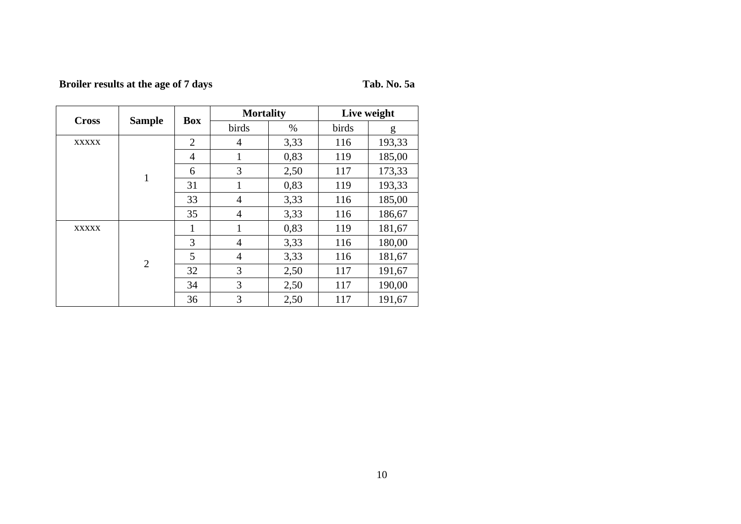**Broiler results at the age of 7 days** **Tab. No. 5a**

| Cross | Sample | Box | Mortality | | Live weight | |
|---|---|---|---|---|---|---|
| | | | birds | % | birds | g |
| xxxxx | 1 | 2 | 4 | 3,33 | 116 | 193,33 |
| | | 4 | 1 | 0,83 | 119 | 185,00 |
| | | 6 | 3 | 2,50 | 117 | 173,33 |
| | | 31 | 1 | 0,83 | 119 | 193,33 |
| | | 33 | 4 | 3,33 | 116 | 185,00 |
| | | 35 | 4 | 3,33 | 116 | 186,67 |
| xxxxx | 2 | 1 | 1 | 0,83 | 119 | 181,67 |
| | | 3 | 4 | 3,33 | 116 | 180,00 |
| | | 5 | 4 | 3,33 | 116 | 181,67 |
| | | 32 | 3 | 2,50 | 117 | 191,67 |
| | | 34 | 3 | 2,50 | 117 | 190,00 |
| | | 36 | 3 | 2,50 | 117 | 191,67 |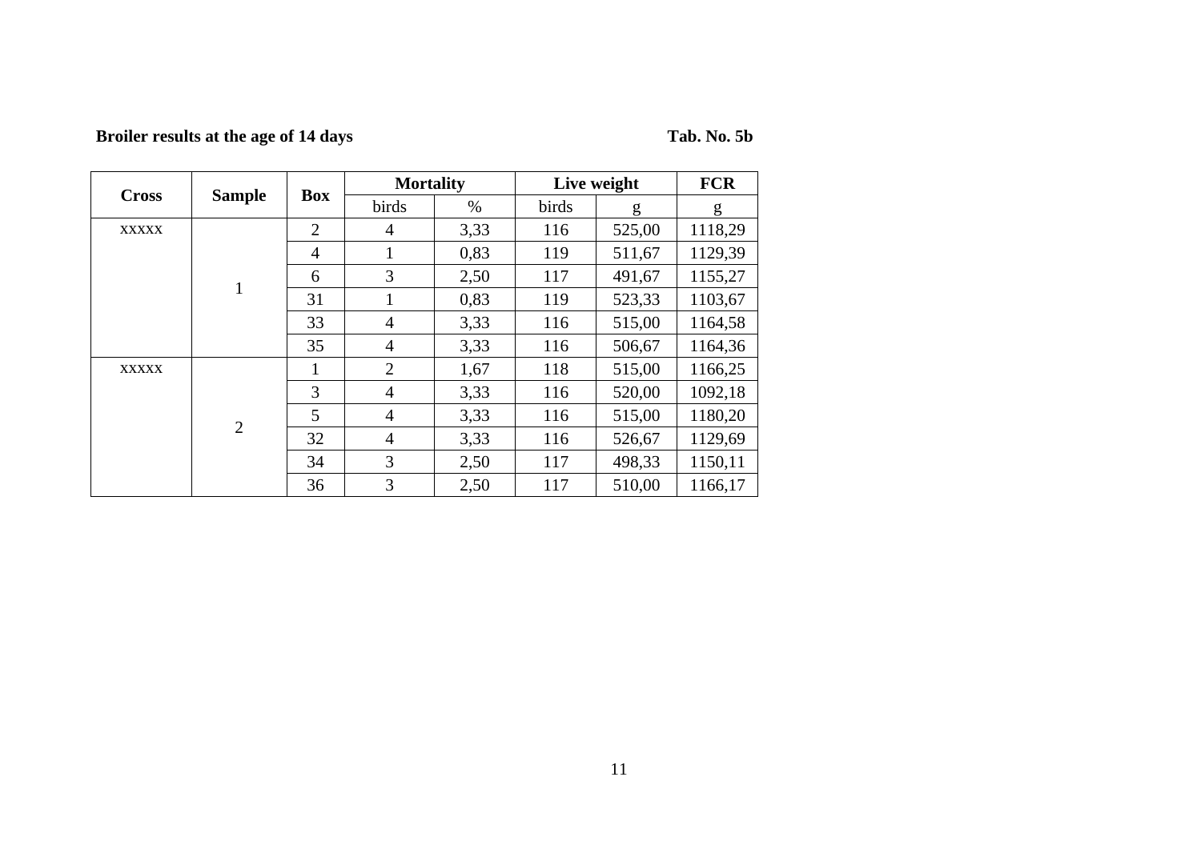**Broiler results at the age of 14 days** **Tab. No. 5b**

| Cross | Sample | Box | Mortality | | Live weight | | FCR |
|---|---|---|---|---|---|---|---|
| | | | birds | % | birds | g | g |
| xxxxx | 1 | 2 | 4 | 3,33 | 116 | 525,00 | 1118,29 |
| | | 4 | 1 | 0,83 | 119 | 511,67 | 1129,39 |
| | | 6 | 3 | 2,50 | 117 | 491,67 | 1155,27 |
| | | 31 | 1 | 0,83 | 119 | 523,33 | 1103,67 |
| | | 33 | 4 | 3,33 | 116 | 515,00 | 1164,58 |
| | | 35 | 4 | 3,33 | 116 | 506,67 | 1164,36 |
| xxxxx | 2 | 1 | 2 | 1,67 | 118 | 515,00 | 1166,25 |
| | | 3 | 4 | 3,33 | 116 | 520,00 | 1092,18 |
| | | 5 | 4 | 3,33 | 116 | 515,00 | 1180,20 |
| | | 32 | 4 | 3,33 | 116 | 526,67 | 1129,69 |
| | | 34 | 3 | 2,50 | 117 | 498,33 | 1150,11 |
| | | 36 | 3 | 2,50 | 117 | 510,00 | 1166,17 |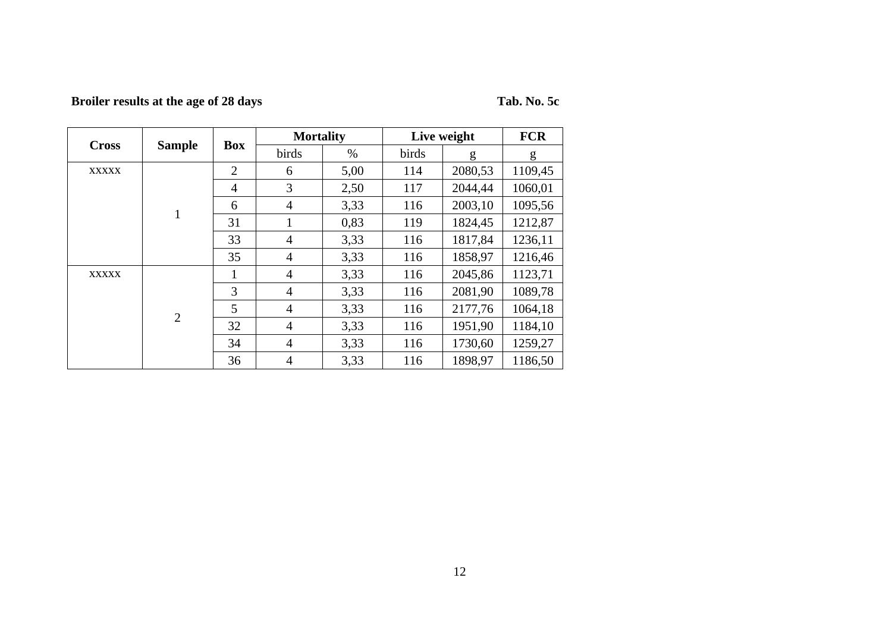**Broiler results at the age of 28 days** **Tab. No. 5c**

| Cross | Sample | Box | Mortality | | Live weight | | FCR |
|---|---|---|---|---|---|---|---|
| | | | birds | % | birds | g | g |
| xxxxx | 1 | 2 | 6 | 5,00 | 114 | 2080,53 | 1109,45 |
| | | 4 | 3 | 2,50 | 117 | 2044,44 | 1060,01 |
| | | 6 | 4 | 3,33 | 116 | 2003,10 | 1095,56 |
| | | 31 | 1 | 0,83 | 119 | 1824,45 | 1212,87 |
| | | 33 | 4 | 3,33 | 116 | 1817,84 | 1236,11 |
| | | 35 | 4 | 3,33 | 116 | 1858,97 | 1216,46 |
| xxxxx | 2 | 1 | 4 | 3,33 | 116 | 2045,86 | 1123,71 |
| | | 3 | 4 | 3,33 | 116 | 2081,90 | 1089,78 |
| | | 5 | 4 | 3,33 | 116 | 2177,76 | 1064,18 |
| | | 32 | 4 | 3,33 | 116 | 1951,90 | 1184,10 |
| | | 34 | 4 | 3,33 | 116 | 1730,60 | 1259,27 |
| | | 36 | 4 | 3,33 | 116 | 1898,97 | 1186,50 |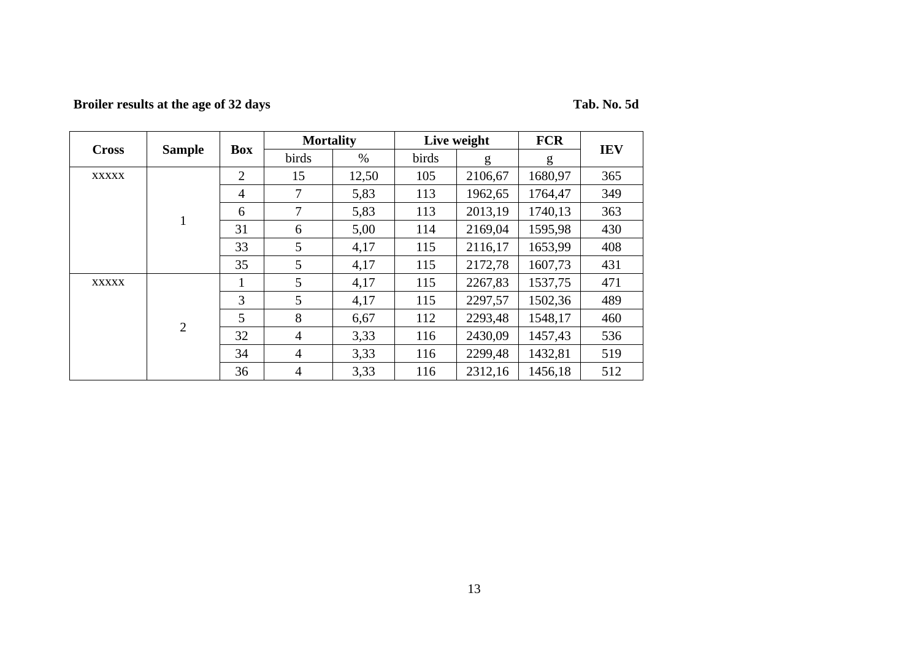**Broiler results at the age of 32 days** **Tab. No. 5d**

| Cross | Sample | Box | Mortality | | Live weight | | FCR | IEV |
|---|---|---|---|---|---|---|---|---|
| | | | birds | % | birds | g | g | |
| xxxxx | 1 | 2 | 15 | 12,50 | 105 | 2106,67 | 1680,97 | 365 |
| | | 4 | 7 | 5,83 | 113 | 1962,65 | 1764,47 | 349 |
| | | 6 | 7 | 5,83 | 113 | 2013,19 | 1740,13 | 363 |
| | | 31 | 6 | 5,00 | 114 | 2169,04 | 1595,98 | 430 |
| | | 33 | 5 | 4,17 | 115 | 2116,17 | 1653,99 | 408 |
| | | 35 | 5 | 4,17 | 115 | 2172,78 | 1607,73 | 431 |
| xxxxx | 2 | 1 | 5 | 4,17 | 115 | 2267,83 | 1537,75 | 471 |
| | | 3 | 5 | 4,17 | 115 | 2297,57 | 1502,36 | 489 |
| | | 5 | 8 | 6,67 | 112 | 2293,48 | 1548,17 | 460 |
| | | 32 | 4 | 3,33 | 116 | 2430,09 | 1457,43 | 536 |
| | | 34 | 4 | 3,33 | 116 | 2299,48 | 1432,81 | 519 |
| | | 36 | 4 | 3,33 | 116 | 2312,16 | 1456,18 | 512 |